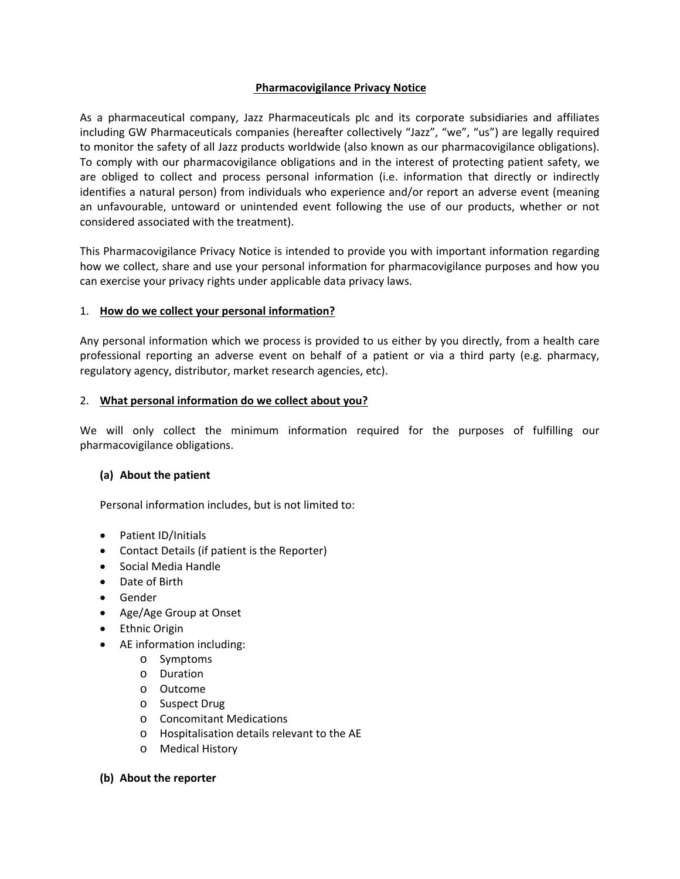# Pharmacovigilance Privacy Notice

As a pharmaceutical company, Jazz Pharmaceuticals plc and its corporate subsidiaries and affiliates including GW Pharmaceuticals companies (hereafter collectively "Jazz", "we", "us") are legally required to monitor the safety of all Jazz products worldwide (also known as our pharmacovigilance obligations). To comply with our pharmacovigilance obligations and in the interest of protecting patient safety, we are obliged to collect and process personal information (i.e. information that directly or indirectly identifies a natural person) from individuals who experience and/or report an adverse event (meaning an unfavourable, untoward or unintended event following the use of our products, whether or not considered associated with the treatment).

This Pharmacovigilance Privacy Notice is intended to provide you with important information regarding how we collect, share and use your personal information for pharmacovigilance purposes and how you can exercise your privacy rights under applicable data privacy laws.

## 1. How do we collect your personal information?

Any personal information which we process is provided to us either by you directly, from a health care professional reporting an adverse event on behalf of a patient or via a third party (e.g. pharmacy, regulatory agency, distributor, market research agencies, etc).

## 2. What personal information do we collect about you?

We will only collect the minimum information required for the purposes of fulfilling our pharmacovigilance obligations.

### (a) About the patient

Personal information includes, but is not limited to:

- Patient ID/Initials
- Contact Details (if patient is the Reporter)
- Social Media Handle
- Date of Birth
- Gender
- Age/Age Group at Onset
- Ethnic Origin
- AE information including:
  - Symptoms
  - Duration
  - Outcome
  - Suspect Drug
  - Concomitant Medications
  - Hospitalisation details relevant to the AE
  - Medical History

### (b) About the reporter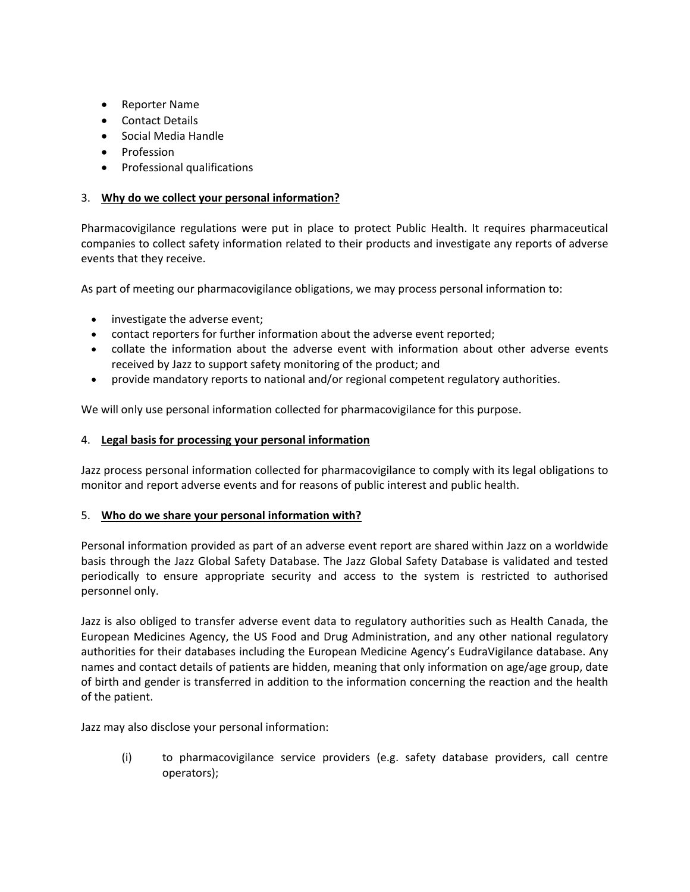- Reporter Name
- Contact Details
- Social Media Handle
- Profession
- Professional qualifications

3. **Why do we collect your personal information?**

Pharmacovigilance regulations were put in place to protect Public Health. It requires pharmaceutical companies to collect safety information related to their products and investigate any reports of adverse events that they receive.

As part of meeting our pharmacovigilance obligations, we may process personal information to:

- investigate the adverse event;
- contact reporters for further information about the adverse event reported;
- collate the information about the adverse event with information about other adverse events received by Jazz to support safety monitoring of the product; and
- provide mandatory reports to national and/or regional competent regulatory authorities.

We will only use personal information collected for pharmacovigilance for this purpose.

4. **Legal basis for processing your personal information**

Jazz process personal information collected for pharmacovigilance to comply with its legal obligations to monitor and report adverse events and for reasons of public interest and public health.

5. **Who do we share your personal information with?**

Personal information provided as part of an adverse event report are shared within Jazz on a worldwide basis through the Jazz Global Safety Database. The Jazz Global Safety Database is validated and tested periodically to ensure appropriate security and access to the system is restricted to authorised personnel only.

Jazz is also obliged to transfer adverse event data to regulatory authorities such as Health Canada, the European Medicines Agency, the US Food and Drug Administration, and any other national regulatory authorities for their databases including the European Medicine Agency's EudraVigilance database. Any names and contact details of patients are hidden, meaning that only information on age/age group, date of birth and gender is transferred in addition to the information concerning the reaction and the health of the patient.

Jazz may also disclose your personal information:

(i) to pharmacovigilance service providers (e.g. safety database providers, call centre operators);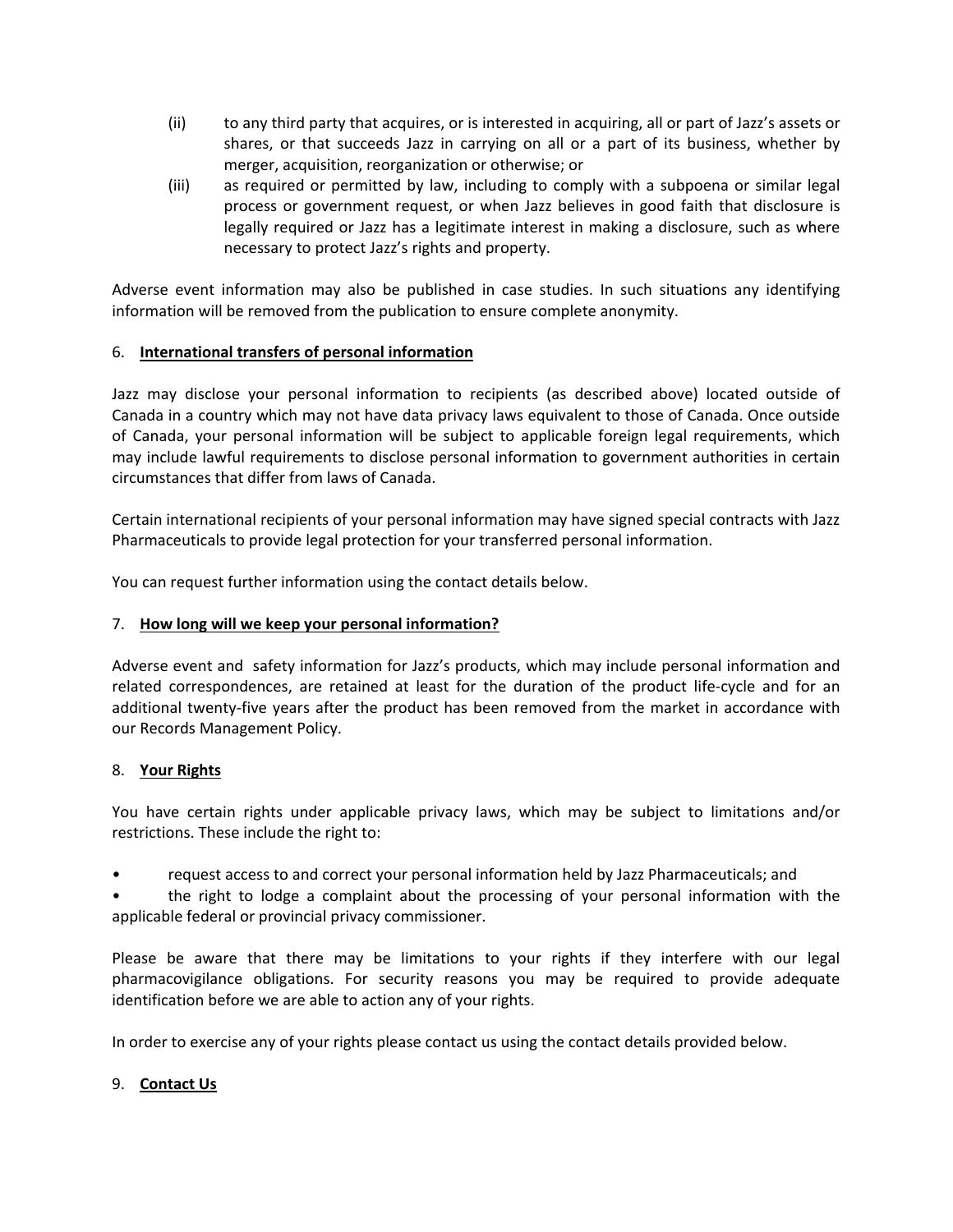(ii) to any third party that acquires, or is interested in acquiring, all or part of Jazz's assets or shares, or that succeeds Jazz in carrying on all or a part of its business, whether by merger, acquisition, reorganization or otherwise; or

(iii) as required or permitted by law, including to comply with a subpoena or similar legal process or government request, or when Jazz believes in good faith that disclosure is legally required or Jazz has a legitimate interest in making a disclosure, such as where necessary to protect Jazz's rights and property.

Adverse event information may also be published in case studies. In such situations any identifying information will be removed from the publication to ensure complete anonymity.

## 6. International transfers of personal information

Jazz may disclose your personal information to recipients (as described above) located outside of Canada in a country which may not have data privacy laws equivalent to those of Canada. Once outside of Canada, your personal information will be subject to applicable foreign legal requirements, which may include lawful requirements to disclose personal information to government authorities in certain circumstances that differ from laws of Canada.

Certain international recipients of your personal information may have signed special contracts with Jazz Pharmaceuticals to provide legal protection for your transferred personal information.

You can request further information using the contact details below.

## 7. How long will we keep your personal information?

Adverse event and safety information for Jazz's products, which may include personal information and related correspondences, are retained at least for the duration of the product life-cycle and for an additional twenty-five years after the product has been removed from the market in accordance with our Records Management Policy.

## 8. Your Rights

You have certain rights under applicable privacy laws, which may be subject to limitations and/or restrictions. These include the right to:

- request access to and correct your personal information held by Jazz Pharmaceuticals; and
- the right to lodge a complaint about the processing of your personal information with the applicable federal or provincial privacy commissioner.

Please be aware that there may be limitations to your rights if they interfere with our legal pharmacovigilance obligations. For security reasons you may be required to provide adequate identification before we are able to action any of your rights.

In order to exercise any of your rights please contact us using the contact details provided below.

## 9. Contact Us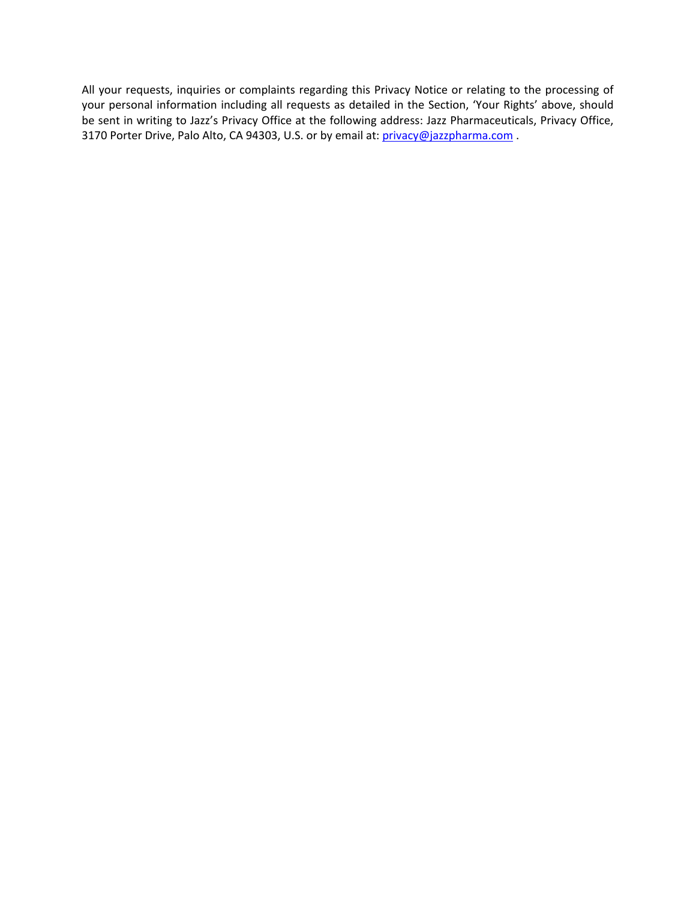All your requests, inquiries or complaints regarding this Privacy Notice or relating to the processing of your personal information including all requests as detailed in the Section, 'Your Rights' above, should be sent in writing to Jazz's Privacy Office at the following address: Jazz Pharmaceuticals, Privacy Office, 3170 Porter Drive, Palo Alto, CA 94303, U.S. or by email at: privacy@jazzpharma.com .